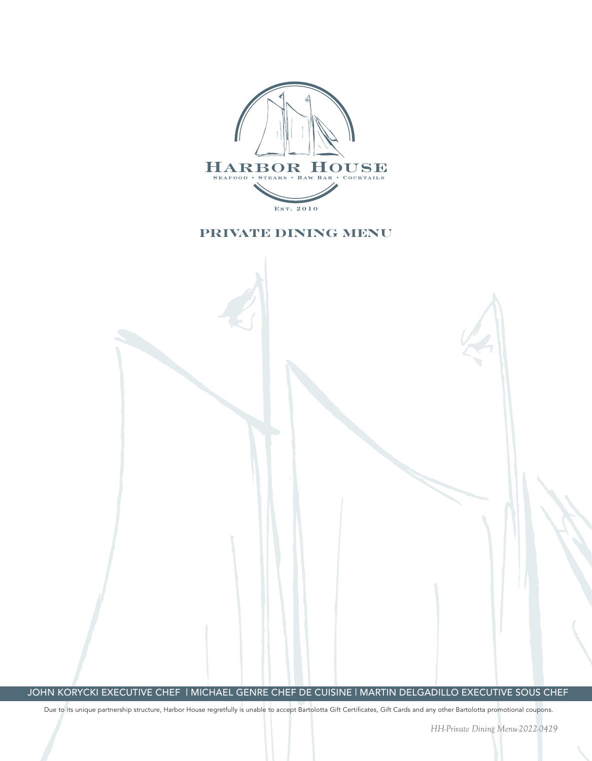# HARBOR HOUSE

Seafood • Steaks • Raw Bar • Cocktails

Est. 2010

## PRIVATE DINING MENU

JOHN KORYCKI EXECUTIVE CHEF | MICHAEL GENRE CHEF DE CUISINE | MARTIN DELGADILLO EXECUTIVE SOUS CHEF

Due to its unique partnership structure, Harbor House regretfully is unable to accept Bartolotta Gift Certificates, Gift Cards and any other Bartolotta promotional coupons.

*HH-Private Dining Menu-2022-0429*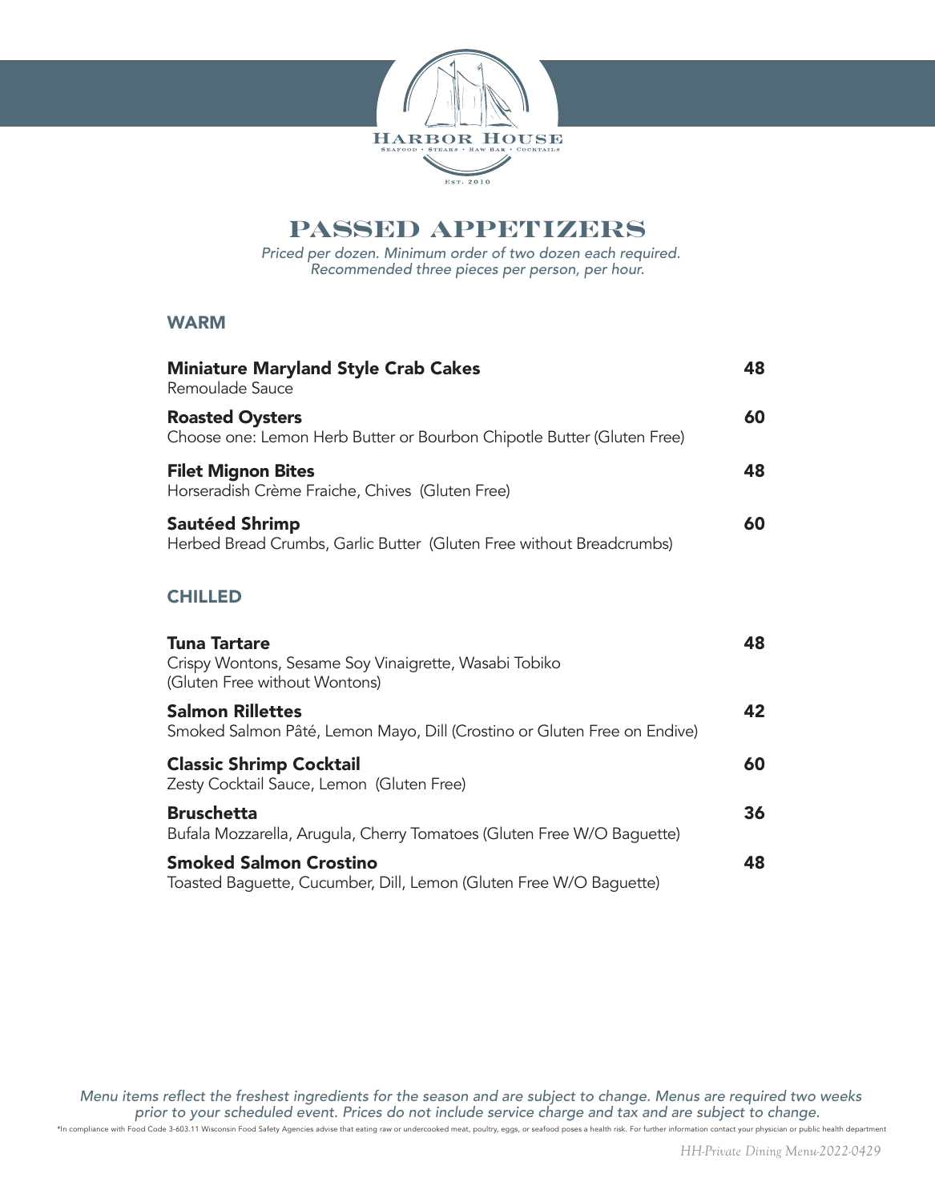# PASSED APPETIZERS

*Priced per dozen. Minimum order of two dozen each required.*
*Recommended three pieces per person, per hour.*

## WARM

**Miniature Maryland Style Crab Cakes** — **48**
Remoulade Sauce

**Roasted Oysters** — **60**
Choose one: Lemon Herb Butter or Bourbon Chipotle Butter (Gluten Free)

**Filet Mignon Bites** — **48**
Horseradish Crème Fraiche, Chives (Gluten Free)

**Sautéed Shrimp** — **60**
Herbed Bread Crumbs, Garlic Butter (Gluten Free without Breadcrumbs)

## CHILLED

**Tuna Tartare** — **48**
Crispy Wontons, Sesame Soy Vinaigrette, Wasabi Tobiko
(Gluten Free without Wontons)

**Salmon Rillettes** — **42**
Smoked Salmon Pâté, Lemon Mayo, Dill (Crostino or Gluten Free on Endive)

**Classic Shrimp Cocktail** — **60**
Zesty Cocktail Sauce, Lemon (Gluten Free)

**Bruschetta** — **36**
Bufala Mozzarella, Arugula, Cherry Tomatoes (Gluten Free W/O Baguette)

**Smoked Salmon Crostino** — **48**
Toasted Baguette, Cucumber, Dill, Lemon (Gluten Free W/O Baguette)

*Menu items reflect the freshest ingredients for the season and are subject to change. Menus are required two weeks prior to your scheduled event. Prices do not include service charge and tax and are subject to change.*

*In compliance with Food Code 3-603.11 Wisconsin Food Safety Agencies advise that eating raw or undercooked meat, poultry, eggs, or seafood poses a health risk. For further information contact your physician or public health department

*HH-Private Dining Menu-2022-0429*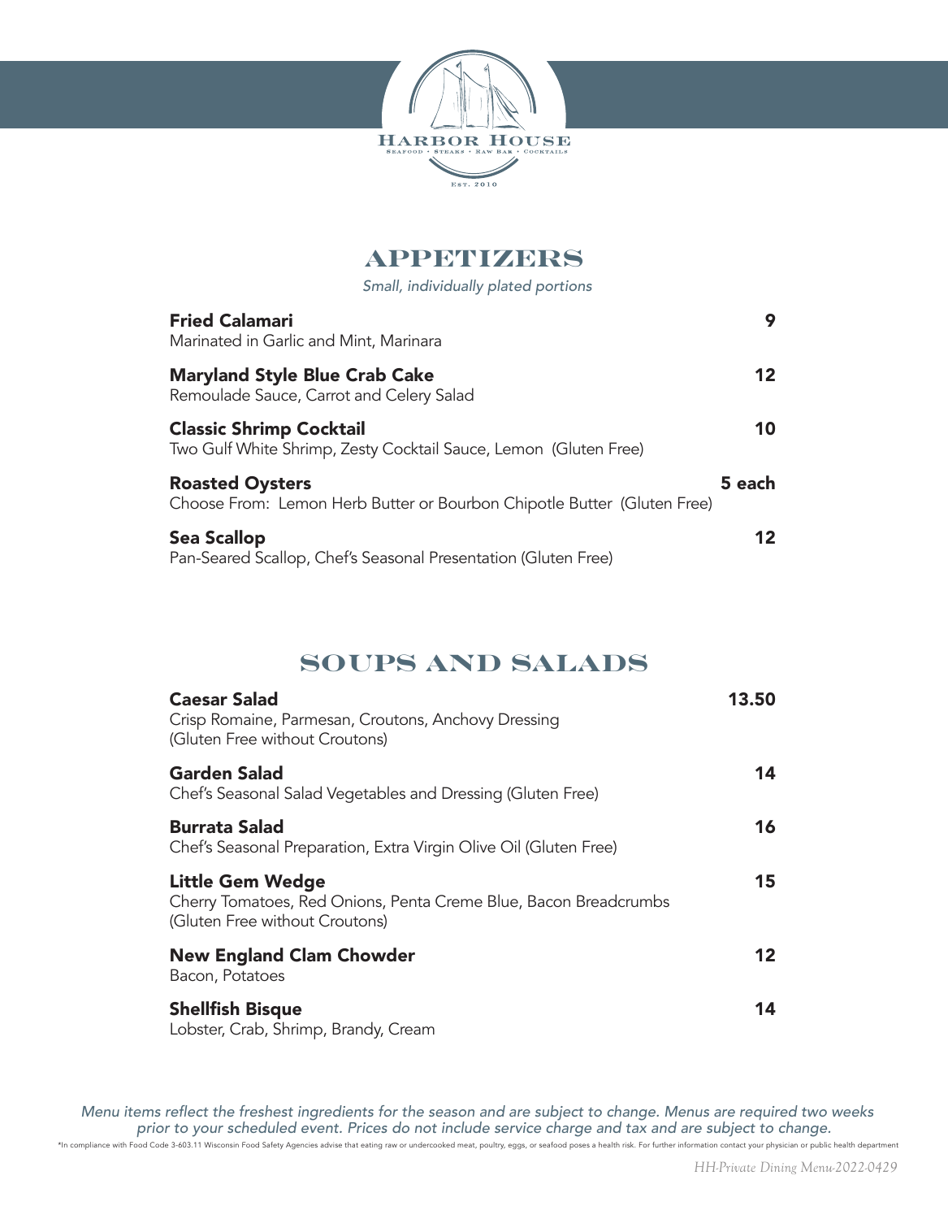HARBOR HOUSE
SEAFOOD • STEAKS • RAW BAR • COCKTAILS
EST. 2010

## APPETIZERS

*Small, individually plated portions*

**Fried Calamari** — **9**
Marinated in Garlic and Mint, Marinara

**Maryland Style Blue Crab Cake** — **12**
Remoulade Sauce, Carrot and Celery Salad

**Classic Shrimp Cocktail** — **10**
Two Gulf White Shrimp, Zesty Cocktail Sauce, Lemon (Gluten Free)

**Roasted Oysters** — **5 each**
Choose From: Lemon Herb Butter or Bourbon Chipotle Butter (Gluten Free)

**Sea Scallop** — **12**
Pan-Seared Scallop, Chef's Seasonal Presentation (Gluten Free)

## SOUPS AND SALADS

**Caesar Salad** — **13.50**
Crisp Romaine, Parmesan, Croutons, Anchovy Dressing
(Gluten Free without Croutons)

**Garden Salad** — **14**
Chef's Seasonal Salad Vegetables and Dressing (Gluten Free)

**Burrata Salad** — **16**
Chef's Seasonal Preparation, Extra Virgin Olive Oil (Gluten Free)

**Little Gem Wedge** — **15**
Cherry Tomatoes, Red Onions, Penta Creme Blue, Bacon Breadcrumbs
(Gluten Free without Croutons)

**New England Clam Chowder** — **12**
Bacon, Potatoes

**Shellfish Bisque** — **14**
Lobster, Crab, Shrimp, Brandy, Cream

*Menu items reflect the freshest ingredients for the season and are subject to change. Menus are required two weeks prior to your scheduled event. Prices do not include service charge and tax and are subject to change.*

*In compliance with Food Code 3-603.11 Wisconsin Food Safety Agencies advise that eating raw or undercooked meat, poultry, eggs, or seafood poses a health risk. For further information contact your physician or public health department

*HH-Private Dining Menu-2022-0429*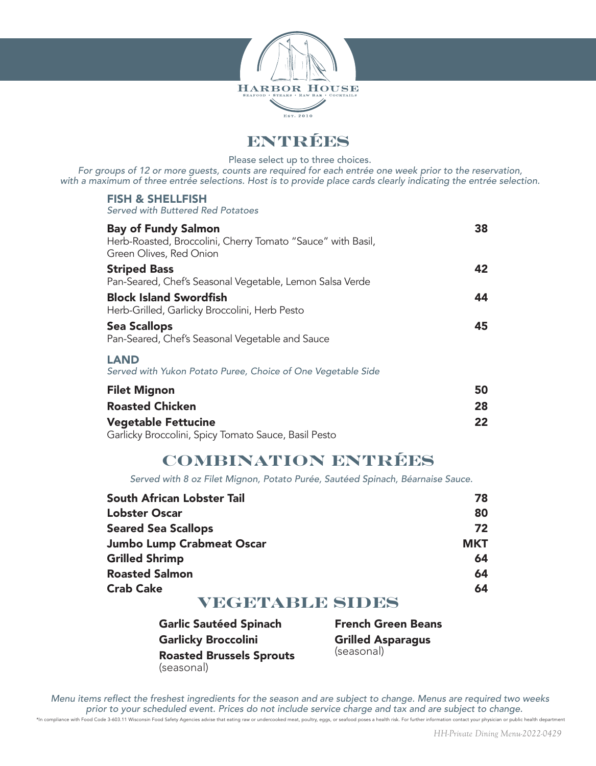HARBOR HOUSE
SEAFOOD • STEAKS • RAW BAR • COCKTAILS
EST. 2010

# ENTRÉES

Please select up to three choices.

*For groups of 12 or more guests, counts are required for each entrée one week prior to the reservation, with a maximum of three entrée selections. Host is to provide place cards clearly indicating the entrée selection.*

## FISH & SHELLFISH

*Served with Buttered Red Potatoes*

**Bay of Fundy Salmon** — **38**
Herb-Roasted, Broccolini, Cherry Tomato "Sauce" with Basil, Green Olives, Red Onion

**Striped Bass** — **42**
Pan-Seared, Chef's Seasonal Vegetable, Lemon Salsa Verde

**Block Island Swordfish** — **44**
Herb-Grilled, Garlicky Broccolini, Herb Pesto

**Sea Scallops** — **45**
Pan-Seared, Chef's Seasonal Vegetable and Sauce

## LAND

*Served with Yukon Potato Puree, Choice of One Vegetable Side*

**Filet Mignon** — **50**

**Roasted Chicken** — **28**

**Vegetable Fettucine** — **22**
Garlicky Broccolini, Spicy Tomato Sauce, Basil Pesto

# COMBINATION ENTRÉES

*Served with 8 oz Filet Mignon, Potato Purée, Sautéed Spinach, Béarnaise Sauce.*

| Item | Price |
|---|---|
| **South African Lobster Tail** | **78** |
| **Lobster Oscar** | **80** |
| **Seared Sea Scallops** | **72** |
| **Jumbo Lump Crabmeat Oscar** | **MKT** |
| **Grilled Shrimp** | **64** |
| **Roasted Salmon** | **64** |
| **Crab Cake** | **64** |

# VEGETABLE SIDES

- **Garlic Sautéed Spinach**
- **Garlicky Broccolini**
- **Roasted Brussels Sprouts** (seasonal)
- **French Green Beans**
- **Grilled Asparagus** (seasonal)

*Menu items reflect the freshest ingredients for the season and are subject to change. Menus are required two weeks prior to your scheduled event. Prices do not include service charge and tax and are subject to change.*

*In compliance with Food Code 3-603.11 Wisconsin Food Safety Agencies advise that eating raw or undercooked meat, poultry, eggs, or seafood poses a health risk. For further information contact your physician or public health department

*HH-Private Dining Menu-2022-0429*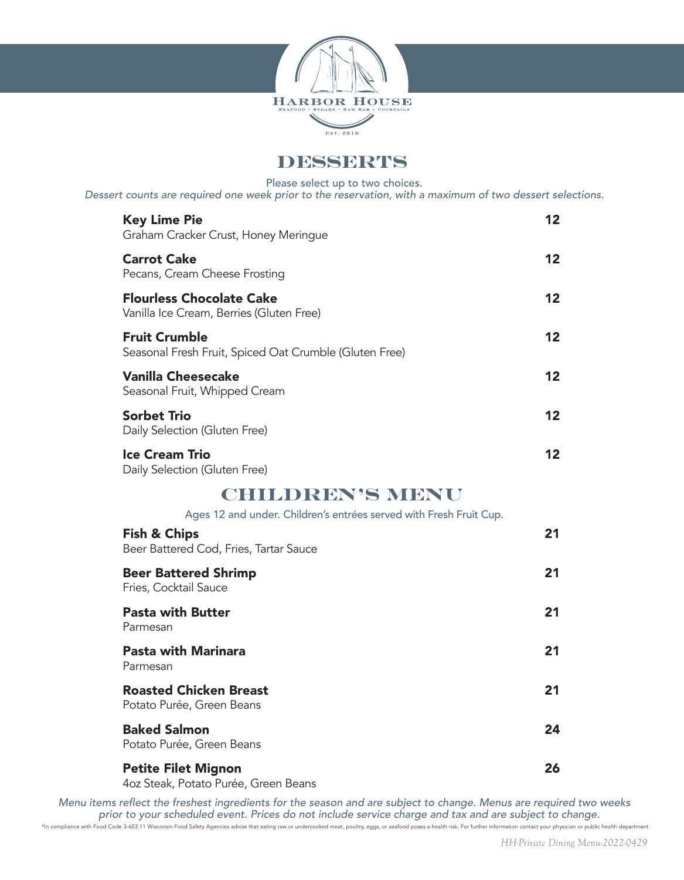HARBOR HOUSE

SEAFOOD • STEAKS • RAW BAR • COCKTAILS

EST. 2010

## DESSERTS

Please select up to two choices.

*Dessert counts are required one week prior to the reservation, with a maximum of two dessert selections.*

**Key Lime Pie** **12**
Graham Cracker Crust, Honey Meringue

**Carrot Cake** **12**
Pecans, Cream Cheese Frosting

**Flourless Chocolate Cake** **12**
Vanilla Ice Cream, Berries (Gluten Free)

**Fruit Crumble** **12**
Seasonal Fresh Fruit, Spiced Oat Crumble (Gluten Free)

**Vanilla Cheesecake** **12**
Seasonal Fruit, Whipped Cream

**Sorbet Trio** **12**
Daily Selection (Gluten Free)

**Ice Cream Trio** **12**
Daily Selection (Gluten Free)

## CHILDREN'S MENU

Ages 12 and under. Children's entrées served with Fresh Fruit Cup.

**Fish & Chips** **21**
Beer Battered Cod, Fries, Tartar Sauce

**Beer Battered Shrimp** **21**
Fries, Cocktail Sauce

**Pasta with Butter** **21**
Parmesan

**Pasta with Marinara** **21**
Parmesan

**Roasted Chicken Breast** **21**
Potato Purée, Green Beans

**Baked Salmon** **24**
Potato Purée, Green Beans

**Petite Filet Mignon** **26**
4oz Steak, Potato Purée, Green Beans

*Menu items reflect the freshest ingredients for the season and are subject to change. Menus are required two weeks prior to your scheduled event. Prices do not include service charge and tax and are subject to change.*

*In compliance with Food Code 3-603.11 Wisconsin Food Safety Agencies advise that eating raw or undercooked meat, poultry, eggs, or seafood poses a health risk. For further information contact your physician or public health department

*HH-Private Dining Menu-2022-0429*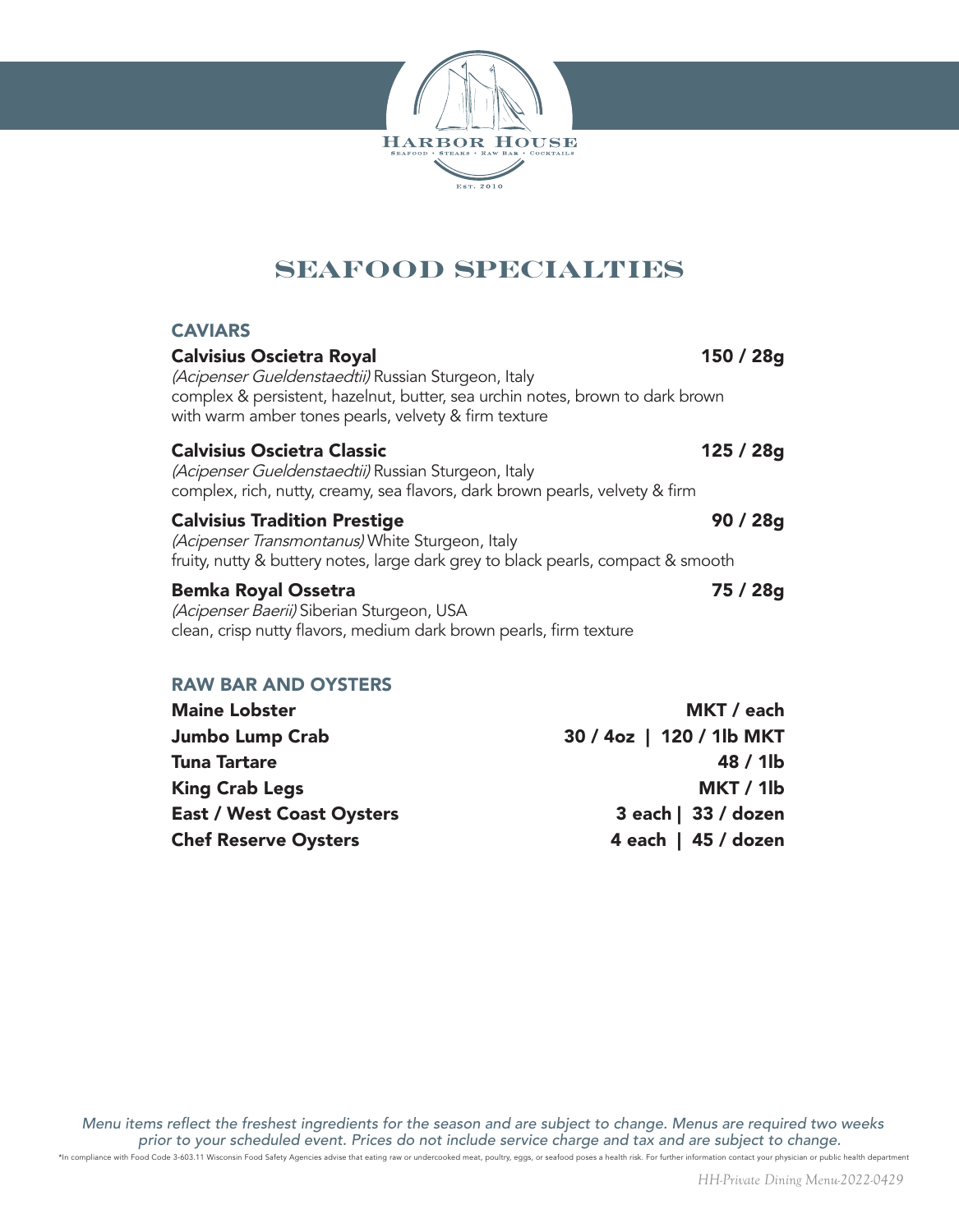HARBOR HOUSE

SEAFOOD • STEAKS • RAW BAR • COCKTAILS

EST. 2010

# SEAFOOD SPECIALTIES

## CAVIARS

**Calvisius Oscietra Royal** — **150 / 28g**
*(Acipenser Gueldenstaedtii)* Russian Sturgeon, Italy
complex & persistent, hazelnut, butter, sea urchin notes, brown to dark brown with warm amber tones pearls, velvety & firm texture

**Calvisius Oscietra Classic** — **125 / 28g**
*(Acipenser Gueldenstaedtii)* Russian Sturgeon, Italy
complex, rich, nutty, creamy, sea flavors, dark brown pearls, velvety & firm

**Calvisius Tradition Prestige** — **90 / 28g**
*(Acipenser Transmontanus)* White Sturgeon, Italy
fruity, nutty & buttery notes, large dark grey to black pearls, compact & smooth

**Bemka Royal Ossetra** — **75 / 28g**
*(Acipenser Baerii)* Siberian Sturgeon, USA
clean, crisp nutty flavors, medium dark brown pearls, firm texture

## RAW BAR AND OYSTERS

| Item | Price |
|---|---|
| **Maine Lobster** | **MKT / each** |
| **Jumbo Lump Crab** | **30 / 4oz \| 120 / 1lb MKT** |
| **Tuna Tartare** | **48 / 1lb** |
| **King Crab Legs** | **MKT / 1lb** |
| **East / West Coast Oysters** | **3 each \| 33 / dozen** |
| **Chef Reserve Oysters** | **4 each \| 45 / dozen** |

*Menu items reflect the freshest ingredients for the season and are subject to change. Menus are required two weeks prior to your scheduled event. Prices do not include service charge and tax and are subject to change.*

*In compliance with Food Code 3-603.11 Wisconsin Food Safety Agencies advise that eating raw or undercooked meat, poultry, eggs, or seafood poses a health risk. For further information contact your physician or public health department

*HH-Private Dining Menu-2022-0429*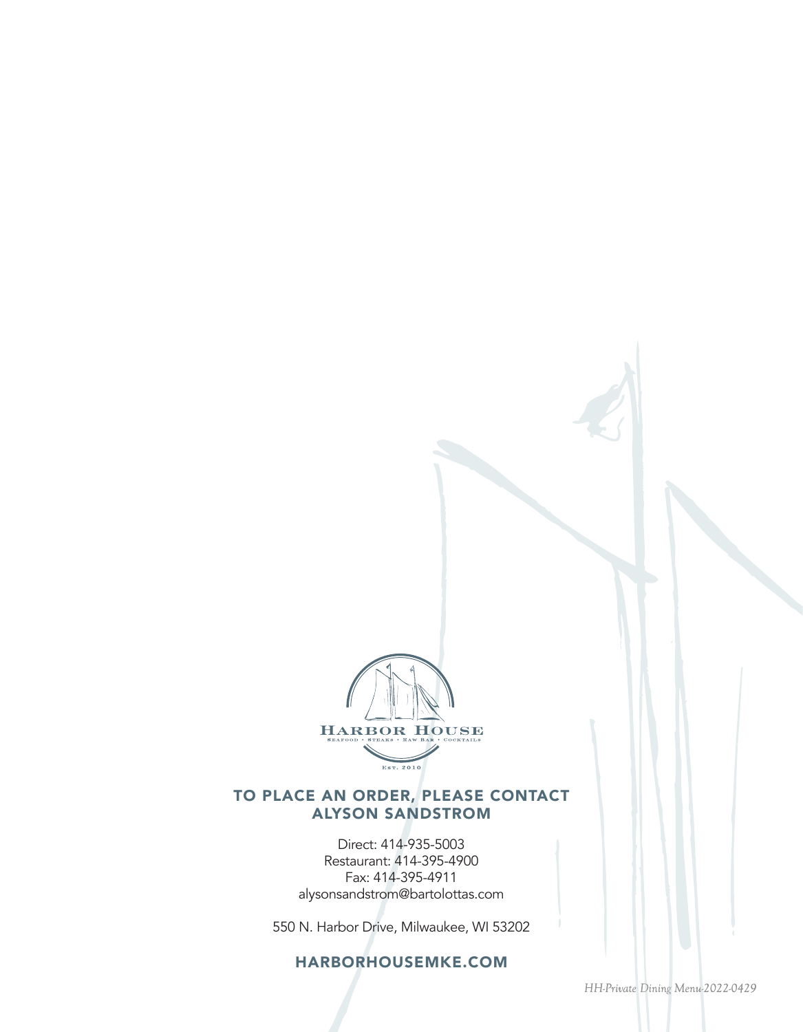HARBOR HOUSE
SEAFOOD • STEAKS • RAW BAR • COCKTAILS
EST. 2010

## TO PLACE AN ORDER, PLEASE CONTACT ALYSON SANDSTROM

Direct: 414-935-5003
Restaurant: 414-395-4900
Fax: 414-395-4911
alysonsandstrom@bartolottas.com

550 N. Harbor Drive, Milwaukee, WI 53202

**HARBORHOUSEMKE.COM**

*HH-Private Dining Menu-2022-0429*